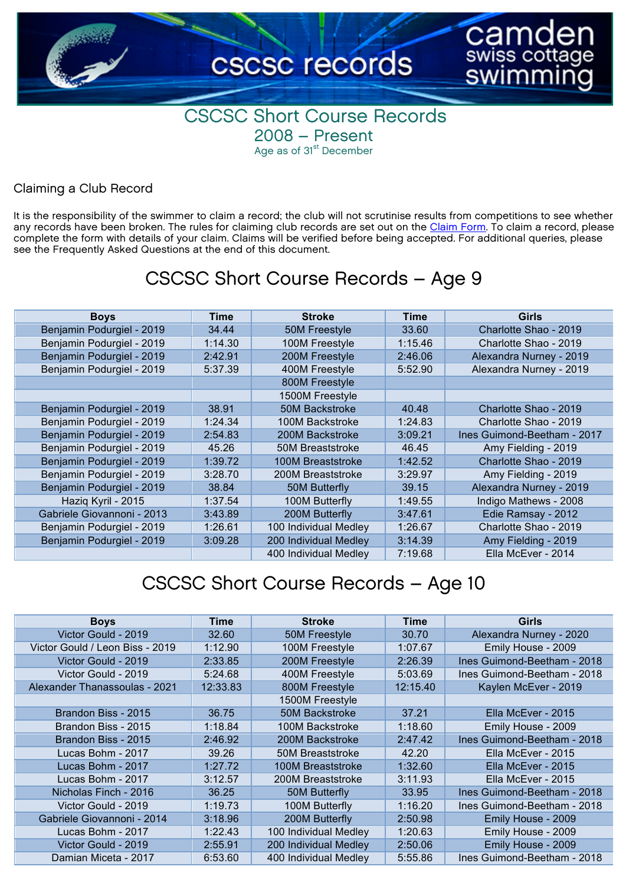# CSCSC Short Course Records

## 2008 – Present

Age as of 31st December

### Claiming a Club Record

It is the responsibility of the swimmer to claim a record; the club will not scrutinise results from competitions to see whether any records have been broken. The rules for claiming club records are set out on the Claim Form. To claim a record, please complete the form with details of your claim. Claims will be verified before being accepted. For additional queries, please see the Frequently Asked Questions at the end of this document.

## CSCSC Short Course Records – Age 9

| Boys | Time | Stroke | Time | Girls |
|---|---|---|---|---|
| Benjamin Podurgiel - 2019 | 34.44 | 50M Freestyle | 33.60 | Charlotte Shao - 2019 |
| Benjamin Podurgiel - 2019 | 1:14.30 | 100M Freestyle | 1:15.46 | Charlotte Shao - 2019 |
| Benjamin Podurgiel - 2019 | 2:42.91 | 200M Freestyle | 2:46.06 | Alexandra Nurney - 2019 |
| Benjamin Podurgiel - 2019 | 5:37.39 | 400M Freestyle | 5:52.90 | Alexandra Nurney - 2019 |
| | | 800M Freestyle | | |
| | | 1500M Freestyle | | |
| Benjamin Podurgiel - 2019 | 38.91 | 50M Backstroke | 40.48 | Charlotte Shao - 2019 |
| Benjamin Podurgiel - 2019 | 1:24.34 | 100M Backstroke | 1:24.83 | Charlotte Shao - 2019 |
| Benjamin Podurgiel - 2019 | 2:54.83 | 200M Backstroke | 3:09.21 | Ines Guimond-Beetham - 2017 |
| Benjamin Podurgiel - 2019 | 45.26 | 50M Breaststroke | 46.45 | Amy Fielding - 2019 |
| Benjamin Podurgiel - 2019 | 1:39.72 | 100M Breaststroke | 1:42.52 | Charlotte Shao - 2019 |
| Benjamin Podurgiel - 2019 | 3:28.70 | 200M Breaststroke | 3:29.97 | Amy Fielding - 2019 |
| Benjamin Podurgiel - 2019 | 38.84 | 50M Butterfly | 39.15 | Alexandra Nurney - 2019 |
| Haziq Kyril - 2015 | 1:37.54 | 100M Butterfly | 1:49.55 | Indigo Mathews - 2008 |
| Gabriele Giovannoni - 2013 | 3:43.89 | 200M Butterfly | 3:47.61 | Edie Ramsay - 2012 |
| Benjamin Podurgiel - 2019 | 1:26.61 | 100 Individual Medley | 1:26.67 | Charlotte Shao - 2019 |
| Benjamin Podurgiel - 2019 | 3:09.28 | 200 Individual Medley | 3:14.39 | Amy Fielding - 2019 |
| | | 400 Individual Medley | 7:19.68 | Ella McEver - 2014 |

## CSCSC Short Course Records – Age 10

| Boys | Time | Stroke | Time | Girls |
|---|---|---|---|---|
| Victor Gould - 2019 | 32.60 | 50M Freestyle | 30.70 | Alexandra Nurney - 2020 |
| Victor Gould / Leon Biss - 2019 | 1:12.90 | 100M Freestyle | 1:07.67 | Emily House - 2009 |
| Victor Gould - 2019 | 2:33.85 | 200M Freestyle | 2:26.39 | Ines Guimond-Beetham - 2018 |
| Victor Gould - 2019 | 5:24.68 | 400M Freestyle | 5:03.69 | Ines Guimond-Beetham - 2018 |
| Alexander Thanassoulas - 2021 | 12:33.83 | 800M Freestyle | 12:15.40 | Kaylen McEver - 2019 |
| | | 1500M Freestyle | | |
| Brandon Biss - 2015 | 36.75 | 50M Backstroke | 37.21 | Ella McEver - 2015 |
| Brandon Biss - 2015 | 1:18.84 | 100M Backstroke | 1:18.60 | Emily House - 2009 |
| Brandon Biss - 2015 | 2:46.92 | 200M Backstroke | 2:47.42 | Ines Guimond-Beetham - 2018 |
| Lucas Bohm - 2017 | 39.26 | 50M Breaststroke | 42.20 | Ella McEver - 2015 |
| Lucas Bohm - 2017 | 1:27.72 | 100M Breaststroke | 1:32.60 | Ella McEver - 2015 |
| Lucas Bohm - 2017 | 3:12.57 | 200M Breaststroke | 3:11.93 | Ella McEver - 2015 |
| Nicholas Finch - 2016 | 36.25 | 50M Butterfly | 33.95 | Ines Guimond-Beetham - 2018 |
| Victor Gould - 2019 | 1:19.73 | 100M Butterfly | 1:16.20 | Ines Guimond-Beetham - 2018 |
| Gabriele Giovannoni - 2014 | 3:18.96 | 200M Butterfly | 2:50.98 | Emily House - 2009 |
| Lucas Bohm - 2017 | 1:22.43 | 100 Individual Medley | 1:20.63 | Emily House - 2009 |
| Victor Gould - 2019 | 2:55.91 | 200 Individual Medley | 2:50.06 | Emily House - 2009 |
| Damian Miceta - 2017 | 6:53.60 | 400 Individual Medley | 5:55.86 | Ines Guimond-Beetham - 2018 |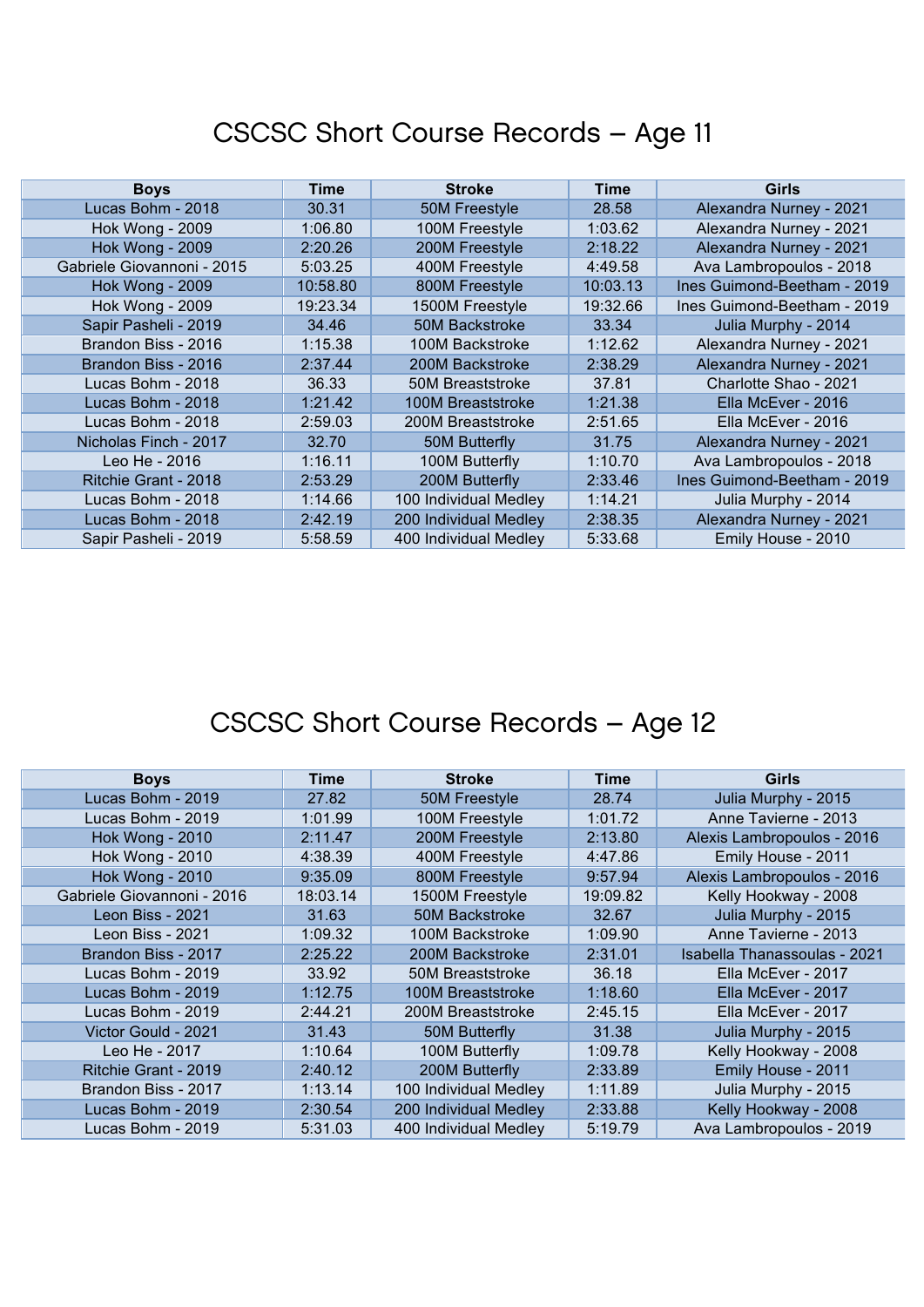# CSCSC Short Course Records – Age 11

| Boys | Time | Stroke | Time | Girls |
|---|---|---|---|---|
| Lucas Bohm - 2018 | 30.31 | 50M Freestyle | 28.58 | Alexandra Nurney - 2021 |
| Hok Wong - 2009 | 1:06.80 | 100M Freestyle | 1:03.62 | Alexandra Nurney - 2021 |
| Hok Wong - 2009 | 2:20.26 | 200M Freestyle | 2:18.22 | Alexandra Nurney - 2021 |
| Gabriele Giovannoni - 2015 | 5:03.25 | 400M Freestyle | 4:49.58 | Ava Lambropoulos - 2018 |
| Hok Wong - 2009 | 10:58.80 | 800M Freestyle | 10:03.13 | Ines Guimond-Beetham - 2019 |
| Hok Wong - 2009 | 19:23.34 | 1500M Freestyle | 19:32.66 | Ines Guimond-Beetham - 2019 |
| Sapir Pasheli - 2019 | 34.46 | 50M Backstroke | 33.34 | Julia Murphy - 2014 |
| Brandon Biss - 2016 | 1:15.38 | 100M Backstroke | 1:12.62 | Alexandra Nurney - 2021 |
| Brandon Biss - 2016 | 2:37.44 | 200M Backstroke | 2:38.29 | Alexandra Nurney - 2021 |
| Lucas Bohm - 2018 | 36.33 | 50M Breaststroke | 37.81 | Charlotte Shao - 2021 |
| Lucas Bohm - 2018 | 1:21.42 | 100M Breaststroke | 1:21.38 | Ella McEver - 2016 |
| Lucas Bohm - 2018 | 2:59.03 | 200M Breaststroke | 2:51.65 | Ella McEver - 2016 |
| Nicholas Finch - 2017 | 32.70 | 50M Butterfly | 31.75 | Alexandra Nurney - 2021 |
| Leo He - 2016 | 1:16.11 | 100M Butterfly | 1:10.70 | Ava Lambropoulos - 2018 |
| Ritchie Grant - 2018 | 2:53.29 | 200M Butterfly | 2:33.46 | Ines Guimond-Beetham - 2019 |
| Lucas Bohm - 2018 | 1:14.66 | 100 Individual Medley | 1:14.21 | Julia Murphy - 2014 |
| Lucas Bohm - 2018 | 2:42.19 | 200 Individual Medley | 2:38.35 | Alexandra Nurney - 2021 |
| Sapir Pasheli - 2019 | 5:58.59 | 400 Individual Medley | 5:33.68 | Emily House - 2010 |

# CSCSC Short Course Records – Age 12

| Boys | Time | Stroke | Time | Girls |
|---|---|---|---|---|
| Lucas Bohm - 2019 | 27.82 | 50M Freestyle | 28.74 | Julia Murphy - 2015 |
| Lucas Bohm - 2019 | 1:01.99 | 100M Freestyle | 1:01.72 | Anne Tavierne - 2013 |
| Hok Wong - 2010 | 2:11.47 | 200M Freestyle | 2:13.80 | Alexis Lambropoulos - 2016 |
| Hok Wong - 2010 | 4:38.39 | 400M Freestyle | 4:47.86 | Emily House - 2011 |
| Hok Wong - 2010 | 9:35.09 | 800M Freestyle | 9:57.94 | Alexis Lambropoulos - 2016 |
| Gabriele Giovannoni - 2016 | 18:03.14 | 1500M Freestyle | 19:09.82 | Kelly Hookway - 2008 |
| Leon Biss - 2021 | 31.63 | 50M Backstroke | 32.67 | Julia Murphy - 2015 |
| Leon Biss - 2021 | 1:09.32 | 100M Backstroke | 1:09.90 | Anne Tavierne - 2013 |
| Brandon Biss - 2017 | 2:25.22 | 200M Backstroke | 2:31.01 | Isabella Thanassoulas - 2021 |
| Lucas Bohm - 2019 | 33.92 | 50M Breaststroke | 36.18 | Ella McEver - 2017 |
| Lucas Bohm - 2019 | 1:12.75 | 100M Breaststroke | 1:18.60 | Ella McEver - 2017 |
| Lucas Bohm - 2019 | 2:44.21 | 200M Breaststroke | 2:45.15 | Ella McEver - 2017 |
| Victor Gould - 2021 | 31.43 | 50M Butterfly | 31.38 | Julia Murphy - 2015 |
| Leo He - 2017 | 1:10.64 | 100M Butterfly | 1:09.78 | Kelly Hookway - 2008 |
| Ritchie Grant - 2019 | 2:40.12 | 200M Butterfly | 2:33.89 | Emily House - 2011 |
| Brandon Biss - 2017 | 1:13.14 | 100 Individual Medley | 1:11.89 | Julia Murphy - 2015 |
| Lucas Bohm - 2019 | 2:30.54 | 200 Individual Medley | 2:33.88 | Kelly Hookway - 2008 |
| Lucas Bohm - 2019 | 5:31.03 | 400 Individual Medley | 5:19.79 | Ava Lambropoulos - 2019 |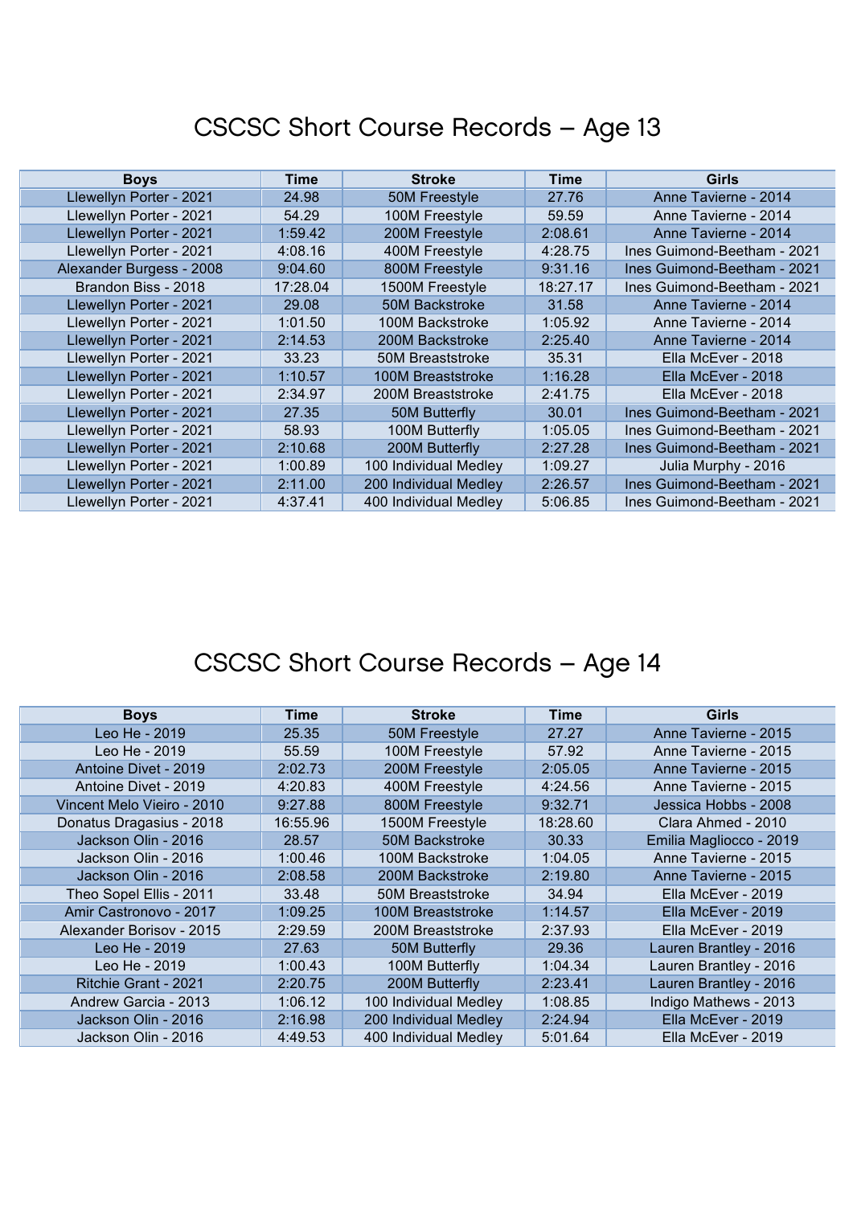# CSCSC Short Course Records – Age 13

| Boys | Time | Stroke | Time | Girls |
|---|---|---|---|---|
| Llewellyn Porter - 2021 | 24.98 | 50M Freestyle | 27.76 | Anne Tavierne - 2014 |
| Llewellyn Porter - 2021 | 54.29 | 100M Freestyle | 59.59 | Anne Tavierne - 2014 |
| Llewellyn Porter - 2021 | 1:59.42 | 200M Freestyle | 2:08.61 | Anne Tavierne - 2014 |
| Llewellyn Porter - 2021 | 4:08.16 | 400M Freestyle | 4:28.75 | Ines Guimond-Beetham - 2021 |
| Alexander Burgess - 2008 | 9:04.60 | 800M Freestyle | 9:31.16 | Ines Guimond-Beetham - 2021 |
| Brandon Biss - 2018 | 17:28.04 | 1500M Freestyle | 18:27.17 | Ines Guimond-Beetham - 2021 |
| Llewellyn Porter - 2021 | 29.08 | 50M Backstroke | 31.58 | Anne Tavierne - 2014 |
| Llewellyn Porter - 2021 | 1:01.50 | 100M Backstroke | 1:05.92 | Anne Tavierne - 2014 |
| Llewellyn Porter - 2021 | 2:14.53 | 200M Backstroke | 2:25.40 | Anne Tavierne - 2014 |
| Llewellyn Porter - 2021 | 33.23 | 50M Breaststroke | 35.31 | Ella McEver - 2018 |
| Llewellyn Porter - 2021 | 1:10.57 | 100M Breaststroke | 1:16.28 | Ella McEver - 2018 |
| Llewellyn Porter - 2021 | 2:34.97 | 200M Breaststroke | 2:41.75 | Ella McEver - 2018 |
| Llewellyn Porter - 2021 | 27.35 | 50M Butterfly | 30.01 | Ines Guimond-Beetham - 2021 |
| Llewellyn Porter - 2021 | 58.93 | 100M Butterfly | 1:05.05 | Ines Guimond-Beetham - 2021 |
| Llewellyn Porter - 2021 | 2:10.68 | 200M Butterfly | 2:27.28 | Ines Guimond-Beetham - 2021 |
| Llewellyn Porter - 2021 | 1:00.89 | 100 Individual Medley | 1:09.27 | Julia Murphy - 2016 |
| Llewellyn Porter - 2021 | 2:11.00 | 200 Individual Medley | 2:26.57 | Ines Guimond-Beetham - 2021 |
| Llewellyn Porter - 2021 | 4:37.41 | 400 Individual Medley | 5:06.85 | Ines Guimond-Beetham - 2021 |

# CSCSC Short Course Records – Age 14

| Boys | Time | Stroke | Time | Girls |
|---|---|---|---|---|
| Leo He - 2019 | 25.35 | 50M Freestyle | 27.27 | Anne Tavierne - 2015 |
| Leo He - 2019 | 55.59 | 100M Freestyle | 57.92 | Anne Tavierne - 2015 |
| Antoine Divet - 2019 | 2:02.73 | 200M Freestyle | 2:05.05 | Anne Tavierne - 2015 |
| Antoine Divet - 2019 | 4:20.83 | 400M Freestyle | 4:24.56 | Anne Tavierne - 2015 |
| Vincent Melo Vieiro - 2010 | 9:27.88 | 800M Freestyle | 9:32.71 | Jessica Hobbs - 2008 |
| Donatus Dragasius - 2018 | 16:55.96 | 1500M Freestyle | 18:28.60 | Clara Ahmed - 2010 |
| Jackson Olin - 2016 | 28.57 | 50M Backstroke | 30.33 | Emilia Magliocco - 2019 |
| Jackson Olin - 2016 | 1:00.46 | 100M Backstroke | 1:04.05 | Anne Tavierne - 2015 |
| Jackson Olin - 2016 | 2:08.58 | 200M Backstroke | 2:19.80 | Anne Tavierne - 2015 |
| Theo Sopel Ellis - 2011 | 33.48 | 50M Breaststroke | 34.94 | Ella McEver - 2019 |
| Amir Castronovo - 2017 | 1:09.25 | 100M Breaststroke | 1:14.57 | Ella McEver - 2019 |
| Alexander Borisov - 2015 | 2:29.59 | 200M Breaststroke | 2:37.93 | Ella McEver - 2019 |
| Leo He - 2019 | 27.63 | 50M Butterfly | 29.36 | Lauren Brantley - 2016 |
| Leo He - 2019 | 1:00.43 | 100M Butterfly | 1:04.34 | Lauren Brantley - 2016 |
| Ritchie Grant - 2021 | 2:20.75 | 200M Butterfly | 2:23.41 | Lauren Brantley - 2016 |
| Andrew Garcia - 2013 | 1:06.12 | 100 Individual Medley | 1:08.85 | Indigo Mathews - 2013 |
| Jackson Olin - 2016 | 2:16.98 | 200 Individual Medley | 2:24.94 | Ella McEver - 2019 |
| Jackson Olin - 2016 | 4:49.53 | 400 Individual Medley | 5:01.64 | Ella McEver - 2019 |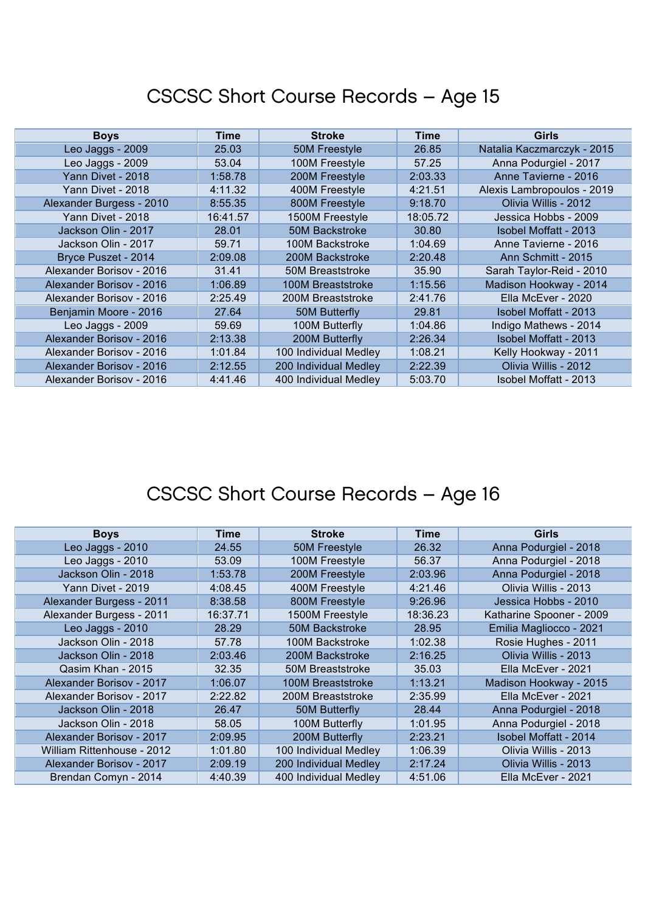# CSCSC Short Course Records – Age 15

| Boys | Time | Stroke | Time | Girls |
|---|---|---|---|---|
| Leo Jaggs - 2009 | 25.03 | 50M Freestyle | 26.85 | Natalia Kaczmarczyk - 2015 |
| Leo Jaggs - 2009 | 53.04 | 100M Freestyle | 57.25 | Anna Podurgiel - 2017 |
| Yann Divet - 2018 | 1:58.78 | 200M Freestyle | 2:03.33 | Anne Tavierne - 2016 |
| Yann Divet - 2018 | 4:11.32 | 400M Freestyle | 4:21.51 | Alexis Lambropoulos - 2019 |
| Alexander Burgess - 2010 | 8:55.35 | 800M Freestyle | 9:18.70 | Olivia Willis - 2012 |
| Yann Divet - 2018 | 16:41.57 | 1500M Freestyle | 18:05.72 | Jessica Hobbs - 2009 |
| Jackson Olin - 2017 | 28.01 | 50M Backstroke | 30.80 | Isobel Moffatt - 2013 |
| Jackson Olin - 2017 | 59.71 | 100M Backstroke | 1:04.69 | Anne Tavierne - 2016 |
| Bryce Puszet - 2014 | 2:09.08 | 200M Backstroke | 2:20.48 | Ann Schmitt - 2015 |
| Alexander Borisov - 2016 | 31.41 | 50M Breaststroke | 35.90 | Sarah Taylor-Reid - 2010 |
| Alexander Borisov - 2016 | 1:06.89 | 100M Breaststroke | 1:15.56 | Madison Hookway - 2014 |
| Alexander Borisov - 2016 | 2:25.49 | 200M Breaststroke | 2:41.76 | Ella McEver - 2020 |
| Benjamin Moore - 2016 | 27.64 | 50M Butterfly | 29.81 | Isobel Moffatt - 2013 |
| Leo Jaggs - 2009 | 59.69 | 100M Butterfly | 1:04.86 | Indigo Mathews - 2014 |
| Alexander Borisov - 2016 | 2:13.38 | 200M Butterfly | 2:26.34 | Isobel Moffatt - 2013 |
| Alexander Borisov - 2016 | 1:01.84 | 100 Individual Medley | 1:08.21 | Kelly Hookway - 2011 |
| Alexander Borisov - 2016 | 2:12.55 | 200 Individual Medley | 2:22.39 | Olivia Willis - 2012 |
| Alexander Borisov - 2016 | 4:41.46 | 400 Individual Medley | 5:03.70 | Isobel Moffatt - 2013 |

# CSCSC Short Course Records – Age 16

| Boys | Time | Stroke | Time | Girls |
|---|---|---|---|---|
| Leo Jaggs - 2010 | 24.55 | 50M Freestyle | 26.32 | Anna Podurgiel - 2018 |
| Leo Jaggs - 2010 | 53.09 | 100M Freestyle | 56.37 | Anna Podurgiel - 2018 |
| Jackson Olin - 2018 | 1:53.78 | 200M Freestyle | 2:03.96 | Anna Podurgiel - 2018 |
| Yann Divet - 2019 | 4:08.45 | 400M Freestyle | 4:21.46 | Olivia Willis - 2013 |
| Alexander Burgess - 2011 | 8:38.58 | 800M Freestyle | 9:26.96 | Jessica Hobbs - 2010 |
| Alexander Burgess - 2011 | 16:37.71 | 1500M Freestyle | 18:36.23 | Katharine Spooner - 2009 |
| Leo Jaggs - 2010 | 28.29 | 50M Backstroke | 28.95 | Emilia Magliocco - 2021 |
| Jackson Olin - 2018 | 57.78 | 100M Backstroke | 1:02.38 | Rosie Hughes - 2011 |
| Jackson Olin - 2018 | 2:03.46 | 200M Backstroke | 2:16.25 | Olivia Willis - 2013 |
| Qasim Khan - 2015 | 32.35 | 50M Breaststroke | 35.03 | Ella McEver - 2021 |
| Alexander Borisov - 2017 | 1:06.07 | 100M Breaststroke | 1:13.21 | Madison Hookway - 2015 |
| Alexander Borisov - 2017 | 2:22.82 | 200M Breaststroke | 2:35.99 | Ella McEver - 2021 |
| Jackson Olin - 2018 | 26.47 | 50M Butterfly | 28.44 | Anna Podurgiel - 2018 |
| Jackson Olin - 2018 | 58.05 | 100M Butterfly | 1:01.95 | Anna Podurgiel - 2018 |
| Alexander Borisov - 2017 | 2:09.95 | 200M Butterfly | 2:23.21 | Isobel Moffatt - 2014 |
| William Rittenhouse - 2012 | 1:01.80 | 100 Individual Medley | 1:06.39 | Olivia Willis - 2013 |
| Alexander Borisov - 2017 | 2:09.19 | 200 Individual Medley | 2:17.24 | Olivia Willis - 2013 |
| Brendan Comyn - 2014 | 4:40.39 | 400 Individual Medley | 4:51.06 | Ella McEver - 2021 |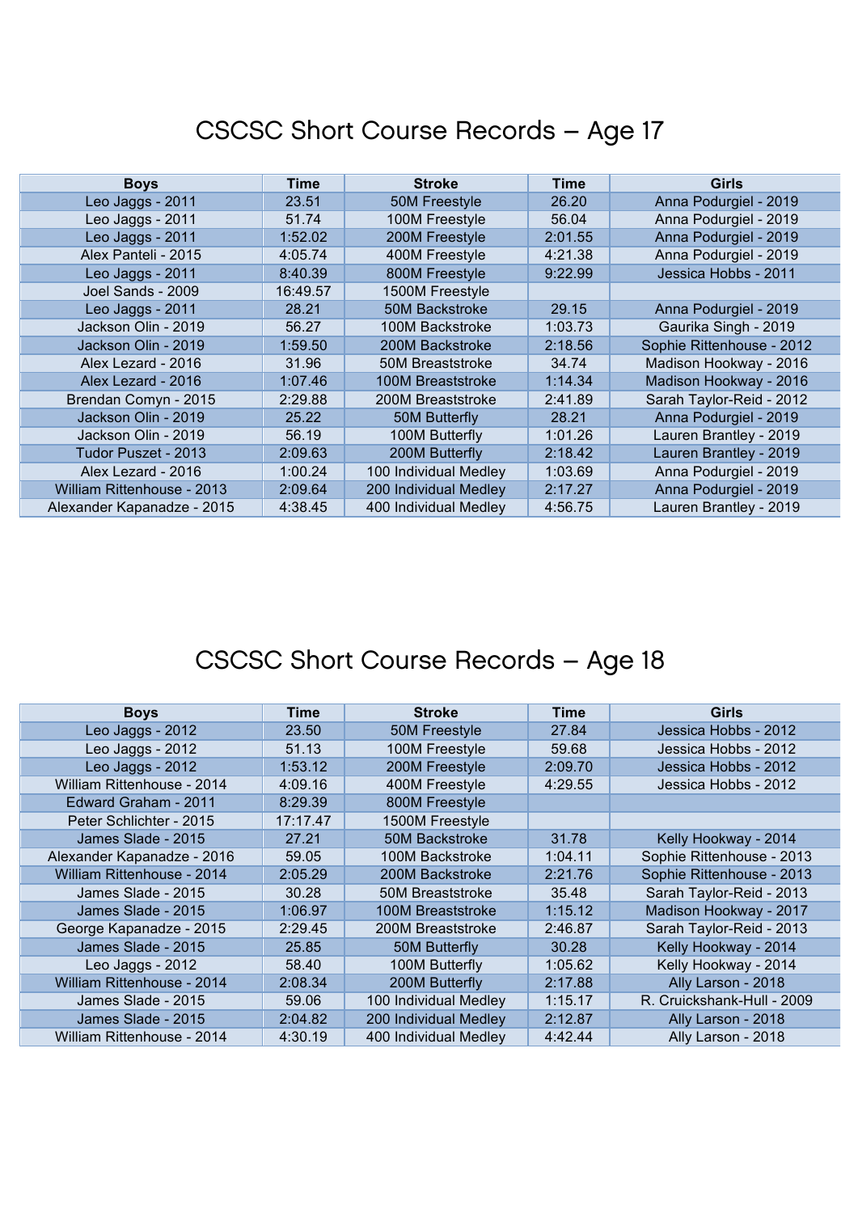# CSCSC Short Course Records – Age 17

| Boys | Time | Stroke | Time | Girls |
|---|---|---|---|---|
| Leo Jaggs - 2011 | 23.51 | 50M Freestyle | 26.20 | Anna Podurgiel - 2019 |
| Leo Jaggs - 2011 | 51.74 | 100M Freestyle | 56.04 | Anna Podurgiel - 2019 |
| Leo Jaggs - 2011 | 1:52.02 | 200M Freestyle | 2:01.55 | Anna Podurgiel - 2019 |
| Alex Panteli - 2015 | 4:05.74 | 400M Freestyle | 4:21.38 | Anna Podurgiel - 2019 |
| Leo Jaggs - 2011 | 8:40.39 | 800M Freestyle | 9:22.99 | Jessica Hobbs - 2011 |
| Joel Sands - 2009 | 16:49.57 | 1500M Freestyle | | |
| Leo Jaggs - 2011 | 28.21 | 50M Backstroke | 29.15 | Anna Podurgiel - 2019 |
| Jackson Olin - 2019 | 56.27 | 100M Backstroke | 1:03.73 | Gaurika Singh - 2019 |
| Jackson Olin - 2019 | 1:59.50 | 200M Backstroke | 2:18.56 | Sophie Rittenhouse - 2012 |
| Alex Lezard - 2016 | 31.96 | 50M Breaststroke | 34.74 | Madison Hookway - 2016 |
| Alex Lezard - 2016 | 1:07.46 | 100M Breaststroke | 1:14.34 | Madison Hookway - 2016 |
| Brendan Comyn - 2015 | 2:29.88 | 200M Breaststroke | 2:41.89 | Sarah Taylor-Reid - 2012 |
| Jackson Olin - 2019 | 25.22 | 50M Butterfly | 28.21 | Anna Podurgiel - 2019 |
| Jackson Olin - 2019 | 56.19 | 100M Butterfly | 1:01.26 | Lauren Brantley - 2019 |
| Tudor Puszet - 2013 | 2:09.63 | 200M Butterfly | 2:18.42 | Lauren Brantley - 2019 |
| Alex Lezard - 2016 | 1:00.24 | 100 Individual Medley | 1:03.69 | Anna Podurgiel - 2019 |
| William Rittenhouse - 2013 | 2:09.64 | 200 Individual Medley | 2:17.27 | Anna Podurgiel - 2019 |
| Alexander Kapanadze - 2015 | 4:38.45 | 400 Individual Medley | 4:56.75 | Lauren Brantley - 2019 |

# CSCSC Short Course Records – Age 18

| Boys | Time | Stroke | Time | Girls |
|---|---|---|---|---|
| Leo Jaggs - 2012 | 23.50 | 50M Freestyle | 27.84 | Jessica Hobbs - 2012 |
| Leo Jaggs - 2012 | 51.13 | 100M Freestyle | 59.68 | Jessica Hobbs - 2012 |
| Leo Jaggs - 2012 | 1:53.12 | 200M Freestyle | 2:09.70 | Jessica Hobbs - 2012 |
| William Rittenhouse - 2014 | 4:09.16 | 400M Freestyle | 4:29.55 | Jessica Hobbs - 2012 |
| Edward Graham - 2011 | 8:29.39 | 800M Freestyle | | |
| Peter Schlichter - 2015 | 17:17.47 | 1500M Freestyle | | |
| James Slade - 2015 | 27.21 | 50M Backstroke | 31.78 | Kelly Hookway - 2014 |
| Alexander Kapanadze - 2016 | 59.05 | 100M Backstroke | 1:04.11 | Sophie Rittenhouse - 2013 |
| William Rittenhouse - 2014 | 2:05.29 | 200M Backstroke | 2:21.76 | Sophie Rittenhouse - 2013 |
| James Slade - 2015 | 30.28 | 50M Breaststroke | 35.48 | Sarah Taylor-Reid - 2013 |
| James Slade - 2015 | 1:06.97 | 100M Breaststroke | 1:15.12 | Madison Hookway - 2017 |
| George Kapanadze - 2015 | 2:29.45 | 200M Breaststroke | 2:46.87 | Sarah Taylor-Reid - 2013 |
| James Slade - 2015 | 25.85 | 50M Butterfly | 30.28 | Kelly Hookway - 2014 |
| Leo Jaggs - 2012 | 58.40 | 100M Butterfly | 1:05.62 | Kelly Hookway - 2014 |
| William Rittenhouse - 2014 | 2:08.34 | 200M Butterfly | 2:17.88 | Ally Larson - 2018 |
| James Slade - 2015 | 59.06 | 100 Individual Medley | 1:15.17 | R. Cruickshank-Hull - 2009 |
| James Slade - 2015 | 2:04.82 | 200 Individual Medley | 2:12.87 | Ally Larson - 2018 |
| William Rittenhouse - 2014 | 4:30.19 | 400 Individual Medley | 4:42.44 | Ally Larson - 2018 |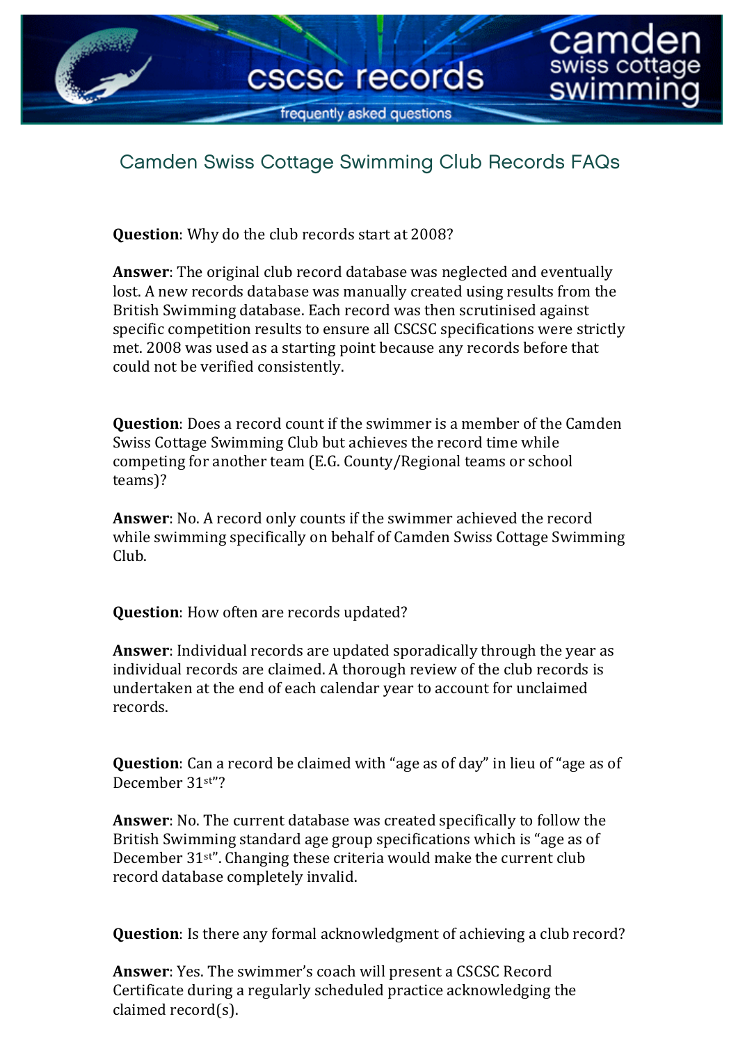# Camden Swiss Cottage Swimming Club Records FAQs

**Question**: Why do the club records start at 2008?

**Answer**: The original club record database was neglected and eventually lost. A new records database was manually created using results from the British Swimming database. Each record was then scrutinised against specific competition results to ensure all CSCSC specifications were strictly met. 2008 was used as a starting point because any records before that could not be verified consistently.

**Question**: Does a record count if the swimmer is a member of the Camden Swiss Cottage Swimming Club but achieves the record time while competing for another team (E.G. County/Regional teams or school teams)?

**Answer**: No. A record only counts if the swimmer achieved the record while swimming specifically on behalf of Camden Swiss Cottage Swimming Club.

**Question**: How often are records updated?

**Answer**: Individual records are updated sporadically through the year as individual records are claimed. A thorough review of the club records is undertaken at the end of each calendar year to account for unclaimed records.

**Question**: Can a record be claimed with "age as of day" in lieu of "age as of December 31st"?

**Answer**: No. The current database was created specifically to follow the British Swimming standard age group specifications which is "age as of December 31st". Changing these criteria would make the current club record database completely invalid.

**Question**: Is there any formal acknowledgment of achieving a club record?

**Answer**: Yes. The swimmer's coach will present a CSCSC Record Certificate during a regularly scheduled practice acknowledging the claimed record(s).